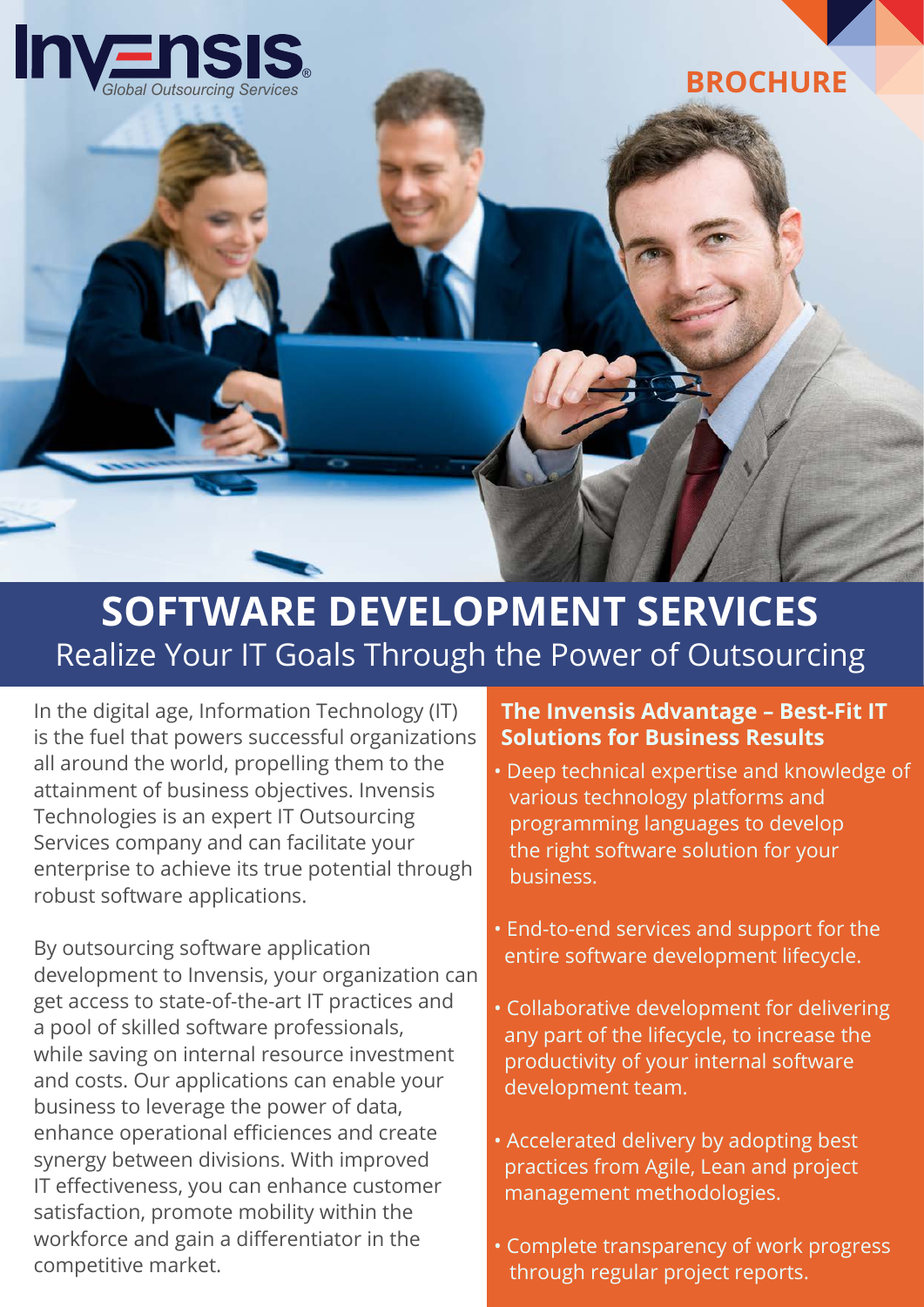Invensis Global Outsourcing Services

BROCHURE

# SOFTWARE DEVELOPMENT SERVICES

## Realize Your IT Goals Through the Power of Outsourcing

In the digital age, Information Technology (IT) is the fuel that powers successful organizations all around the world, propelling them to the attainment of business objectives. Invensis Technologies is an expert IT Outsourcing Services company and can facilitate your enterprise to achieve its true potential through robust software applications.

By outsourcing software application development to Invensis, your organization can get access to state-of-the-art IT practices and a pool of skilled software professionals, while saving on internal resource investment and costs. Our applications can enable your business to leverage the power of data, enhance operational efficiences and create synergy between divisions. With improved IT effectiveness, you can enhance customer satisfaction, promote mobility within the workforce and gain a differentiator in the competitive market.

### The Invensis Advantage – Best-Fit IT Solutions for Business Results

- Deep technical expertise and knowledge of various technology platforms and programming languages to develop the right software solution for your business.
- End-to-end services and support for the entire software development lifecycle.
- Collaborative development for delivering any part of the lifecycle, to increase the productivity of your internal software development team.
- Accelerated delivery by adopting best practices from Agile, Lean and project management methodologies.
- Complete transparency of work progress through regular project reports.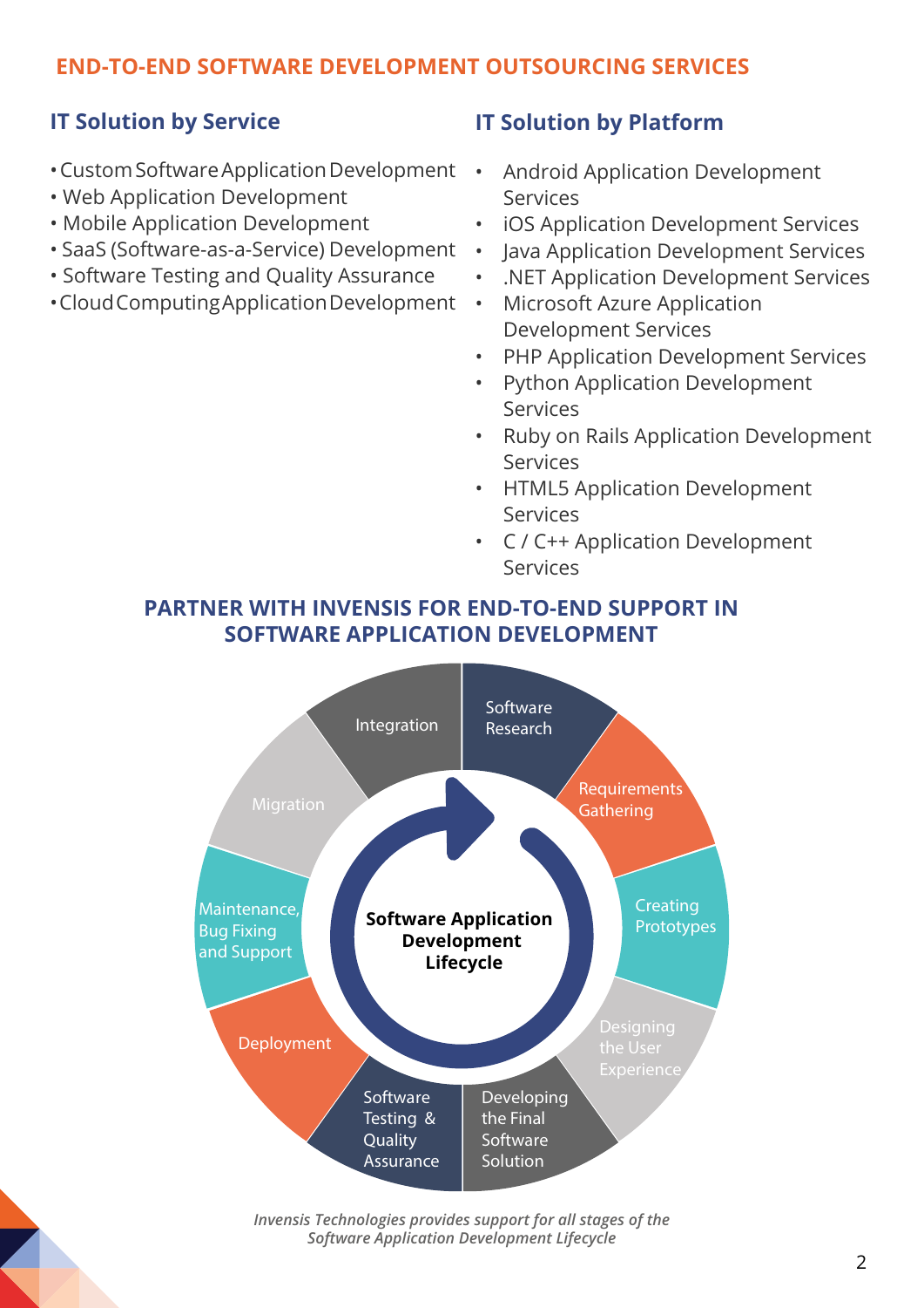## END-TO-END SOFTWARE DEVELOPMENT OUTSOURCING SERVICES

### IT Solution by Service

- Custom Software Application Development
- Web Application Development
- Mobile Application Development
- SaaS (Software-as-a-Service) Development
- Software Testing and Quality Assurance
- Cloud Computing Application Development

### IT Solution by Platform

- Android Application Development Services
- iOS Application Development Services
- Java Application Development Services
- .NET Application Development Services
- Microsoft Azure Application Development Services
- PHP Application Development Services
- Python Application Development Services
- Ruby on Rails Application Development Services
- HTML5 Application Development Services
- C / C++ Application Development Services

## PARTNER WITH INVENSIS FOR END-TO-END SUPPORT IN SOFTWARE APPLICATION DEVELOPMENT

**Software Application Development Lifecycle**

- Software Research
- Requirements Gathering
- Creating Prototypes
- Designing the User Experience
- Developing the Final Software Solution
- Software Testing & Quality Assurance
- Deployment
- Maintenance, Bug Fixing and Support
- Migration
- Integration

*Invensis Technologies provides support for all stages of the Software Application Development Lifecycle*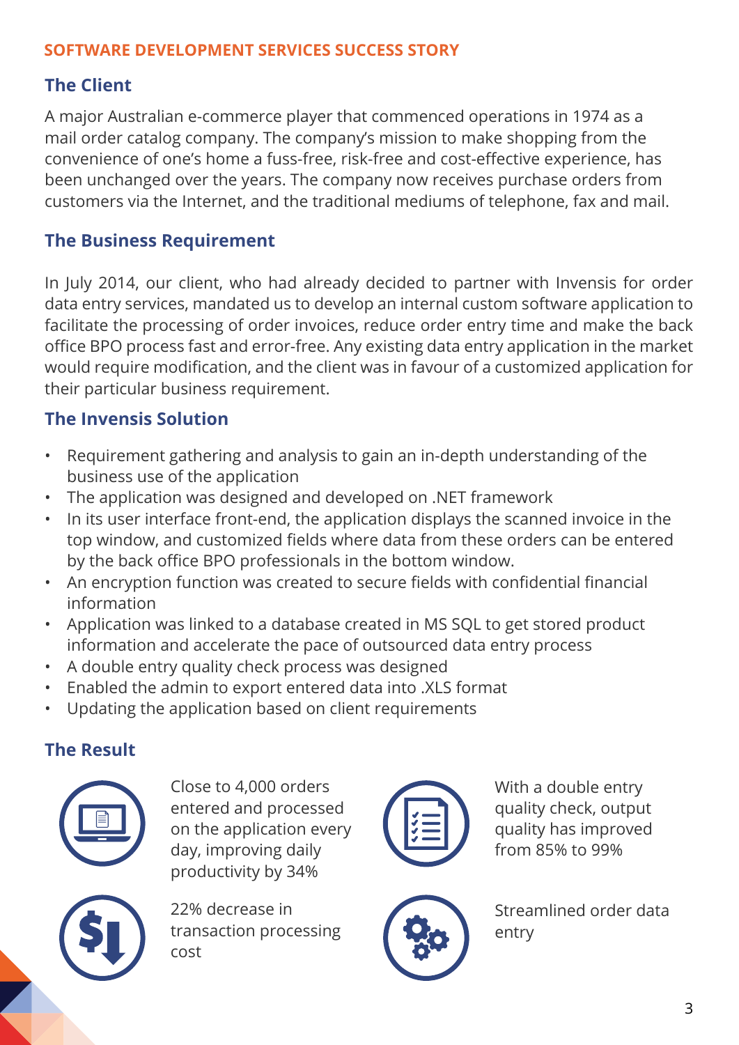**SOFTWARE DEVELOPMENT SERVICES SUCCESS STORY**

## The Client

A major Australian e-commerce player that commenced operations in 1974 as a mail order catalog company. The company's mission to make shopping from the convenience of one's home a fuss-free, risk-free and cost-effective experience, has been unchanged over the years. The company now receives purchase orders from customers via the Internet, and the traditional mediums of telephone, fax and mail.

## The Business Requirement

In July 2014, our client, who had already decided to partner with Invensis for order data entry services, mandated us to develop an internal custom software application to facilitate the processing of order invoices, reduce order entry time and make the back office BPO process fast and error-free. Any existing data entry application in the market would require modification, and the client was in favour of a customized application for their particular business requirement.

## The Invensis Solution

- Requirement gathering and analysis to gain an in-depth understanding of the business use of the application
- The application was designed and developed on .NET framework
- In its user interface front-end, the application displays the scanned invoice in the top window, and customized fields where data from these orders can be entered by the back office BPO professionals in the bottom window.
- An encryption function was created to secure fields with confidential financial information
- Application was linked to a database created in MS SQL to get stored product information and accelerate the pace of outsourced data entry process
- A double entry quality check process was designed
- Enabled the admin to export entered data into .XLS format
- Updating the application based on client requirements

## The Result

Close to 4,000 orders entered and processed on the application every day, improving daily productivity by 34%

With a double entry quality check, output quality has improved from 85% to 99%

22% decrease in transaction processing cost

Streamlined order data entry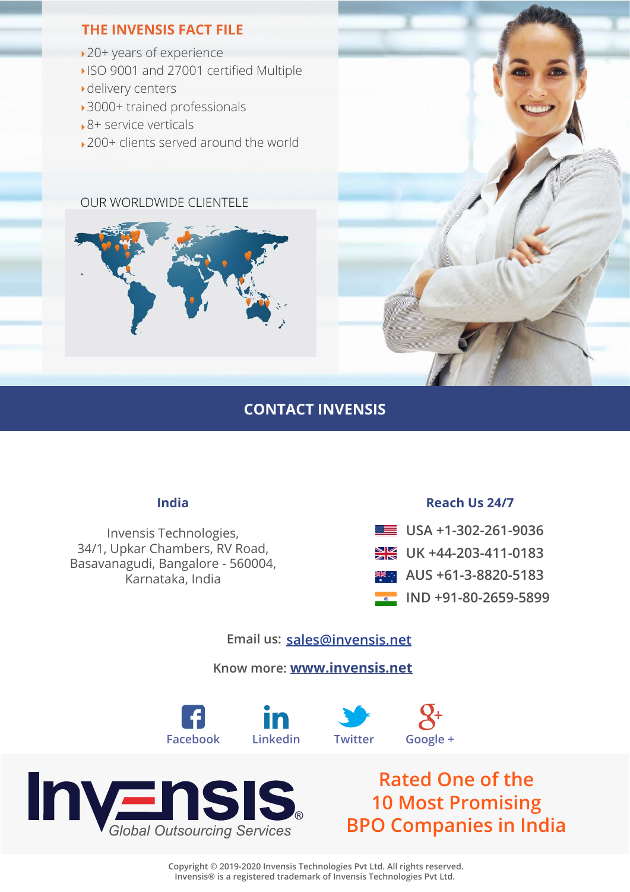## THE INVENSIS FACT FILE

- 20+ years of experience
- ISO 9001 and 27001 certified Multiple
- delivery centers
- 3000+ trained professionals
- 8+ service verticals
- 200+ clients served around the world

OUR WORLDWIDE CLIENTELE

## CONTACT INVENSIS

### India

Invensis Technologies,
34/1, Upkar Chambers, RV Road,
Basavanagudi, Bangalore - 560004,
Karnataka, India

### Reach Us 24/7

- USA +1-302-261-9036
- UK +44-203-411-0183
- AUS +61-3-8820-5183
- IND +91-80-2659-5899

**Email us:** sales@invensis.net

**Know more:** www.invensis.net

Facebook Linkedin Twitter Google +

Invensis® Global Outsourcing Services

Rated One of the 10 Most Promising BPO Companies in India

Copyright © 2019-2020 Invensis Technologies Pvt Ltd. All rights reserved.
Invensis® is a registered trademark of Invensis Technologies Pvt Ltd.